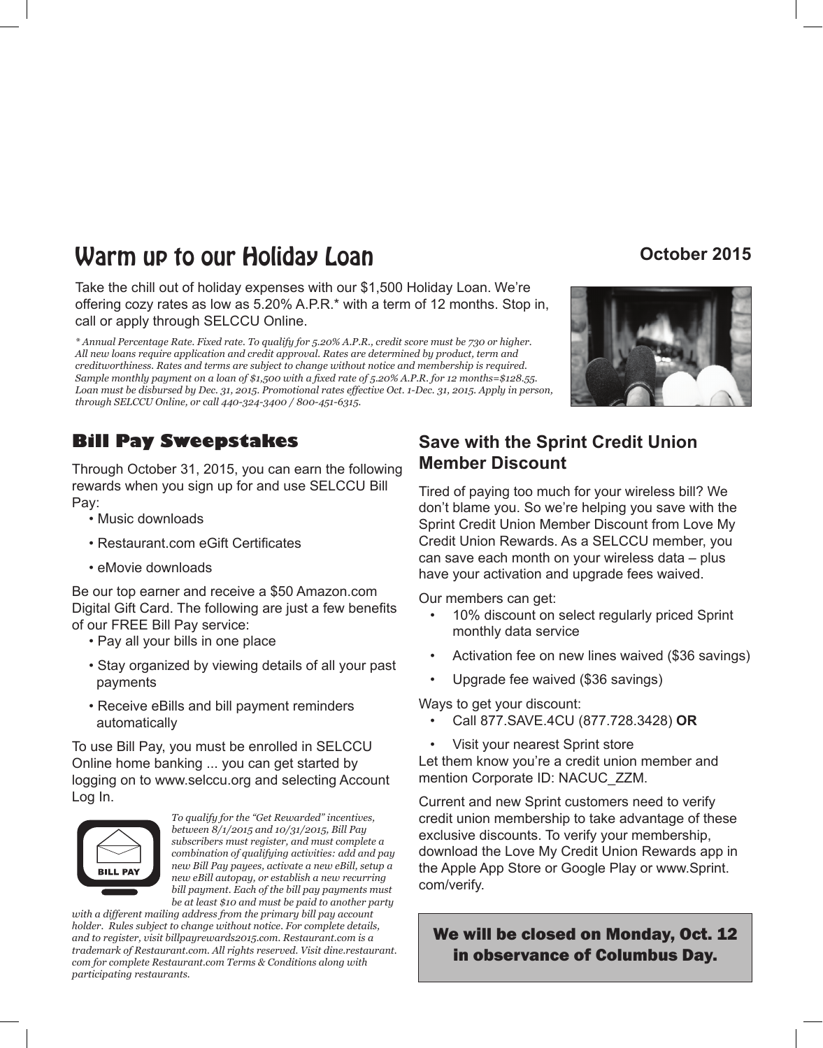# Warm up to our Holiday Loan

**October 2015**

Take the chill out of holiday expenses with our $1,500 Holiday Loan. We're offering cozy rates as low as 5.20% A.P.R.* with a term of 12 months. Stop in, call or apply through SELCCU Online.

*\* Annual Percentage Rate. Fixed rate. To qualify for 5.20% A.P.R., credit score must be 730 or higher. All new loans require application and credit approval. Rates are determined by product, term and creditworthiness. Rates and terms are subject to change without notice and membership is required. Sample monthly payment on a loan of $1,500 with a fixed rate of 5.20% A.P.R. for 12 months=$128.55. Loan must be disbursed by Dec. 31, 2015. Promotional rates effective Oct. 1-Dec. 31, 2015. Apply in person, through SELCCU Online, or call 440-324-3400 / 800-451-6315.*

## Bill Pay Sweepstakes

Through October 31, 2015, you can earn the following rewards when you sign up for and use SELCCU Bill Pay:

- Music downloads
- Restaurant.com eGift Certificates
- eMovie downloads

Be our top earner and receive a $50 Amazon.com Digital Gift Card. The following are just a few benefits of our FREE Bill Pay service:

- Pay all your bills in one place
- Stay organized by viewing details of all your past payments
- Receive eBills and bill payment reminders automatically

To use Bill Pay, you must be enrolled in SELCCU Online home banking ... you can get started by logging on to www.selccu.org and selecting Account Log In.

BILL PAY

*To qualify for the "Get Rewarded" incentives, between 8/1/2015 and 10/31/2015, Bill Pay subscribers must register, and must complete a combination of qualifying activities: add and pay new Bill Pay payees, activate a new eBill, setup a new eBill autopay, or establish a new recurring bill payment. Each of the bill pay payments must be at least $10 and must be paid to another party with a different mailing address from the primary bill pay account holder. Rules subject to change without notice. For complete details, and to register, visit billpayrewards2015.com. Restaurant.com is a trademark of Restaurant.com. All rights reserved. Visit dine.restaurant.com for complete Restaurant.com Terms & Conditions along with participating restaurants.*

## Save with the Sprint Credit Union Member Discount

Tired of paying too much for your wireless bill? We don't blame you. So we're helping you save with the Sprint Credit Union Member Discount from Love My Credit Union Rewards. As a SELCCU member, you can save each month on your wireless data – plus have your activation and upgrade fees waived.

Our members can get:

- 10% discount on select regularly priced Sprint monthly data service
- Activation fee on new lines waived ($36 savings)
- Upgrade fee waived ($36 savings)

Ways to get your discount:

- Call 877.SAVE.4CU (877.728.3428) **OR**
- Visit your nearest Sprint store

Let them know you're a credit union member and mention Corporate ID: NACUC_ZZM.

Current and new Sprint customers need to verify credit union membership to take advantage of these exclusive discounts. To verify your membership, download the Love My Credit Union Rewards app in the Apple App Store or Google Play or www.Sprint.com/verify.

**We will be closed on Monday, Oct. 12 in observance of Columbus Day.**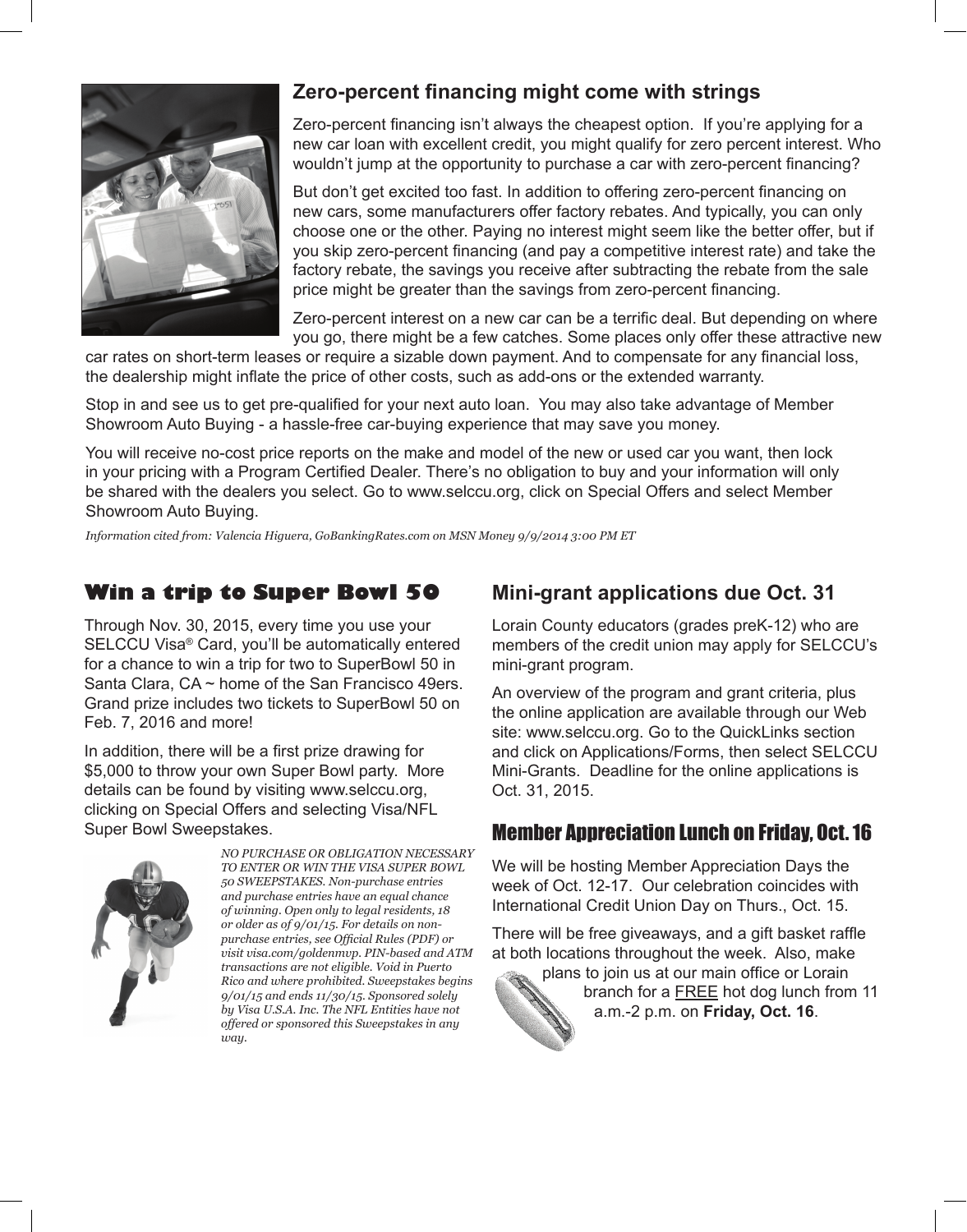## Zero-percent financing might come with strings

Zero-percent financing isn't always the cheapest option. If you're applying for a new car loan with excellent credit, you might qualify for zero percent interest. Who wouldn't jump at the opportunity to purchase a car with zero-percent financing?

But don't get excited too fast. In addition to offering zero-percent financing on new cars, some manufacturers offer factory rebates. And typically, you can only choose one or the other. Paying no interest might seem like the better offer, but if you skip zero-percent financing (and pay a competitive interest rate) and take the factory rebate, the savings you receive after subtracting the rebate from the sale price might be greater than the savings from zero-percent financing.

Zero-percent interest on a new car can be a terrific deal. But depending on where you go, there might be a few catches. Some places only offer these attractive new car rates on short-term leases or require a sizable down payment. And to compensate for any financial loss, the dealership might inflate the price of other costs, such as add-ons or the extended warranty.

Stop in and see us to get pre-qualified for your next auto loan. You may also take advantage of Member Showroom Auto Buying - a hassle-free car-buying experience that may save you money.

You will receive no-cost price reports on the make and model of the new or used car you want, then lock in your pricing with a Program Certified Dealer. There's no obligation to buy and your information will only be shared with the dealers you select. Go to www.selccu.org, click on Special Offers and select Member Showroom Auto Buying.

*Information cited from: Valencia Higuera, GoBankingRates.com on MSN Money 9/9/2014 3:00 PM ET*

## Win a trip to Super Bowl 50

Through Nov. 30, 2015, every time you use your SELCCU Visa® Card, you'll be automatically entered for a chance to win a trip for two to SuperBowl 50 in Santa Clara, CA ~ home of the San Francisco 49ers. Grand prize includes two tickets to SuperBowl 50 on Feb. 7, 2016 and more!

In addition, there will be a first prize drawing for $5,000 to throw your own Super Bowl party. More details can be found by visiting www.selccu.org, clicking on Special Offers and selecting Visa/NFL Super Bowl Sweepstakes.

*NO PURCHASE OR OBLIGATION NECESSARY TO ENTER OR WIN THE VISA SUPER BOWL 50 SWEEPSTAKES. Non-purchase entries and purchase entries have an equal chance of winning. Open only to legal residents, 18 or older as of 9/01/15. For details on non-purchase entries, see Official Rules (PDF) or visit visa.com/goldenmvp. PIN-based and ATM transactions are not eligible. Void in Puerto Rico and where prohibited. Sweepstakes begins 9/01/15 and ends 11/30/15. Sponsored solely by Visa U.S.A. Inc. The NFL Entities have not offered or sponsored this Sweepstakes in any way.*

## Mini-grant applications due Oct. 31

Lorain County educators (grades preK-12) who are members of the credit union may apply for SELCCU's mini-grant program.

An overview of the program and grant criteria, plus the online application are available through our Web site: www.selccu.org. Go to the QuickLinks section and click on Applications/Forms, then select SELCCU Mini-Grants. Deadline for the online applications is Oct. 31, 2015.

## Member Appreciation Lunch on Friday, Oct. 16

We will be hosting Member Appreciation Days the week of Oct. 12-17. Our celebration coincides with International Credit Union Day on Thurs., Oct. 15.

There will be free giveaways, and a gift basket raffle at both locations throughout the week. Also, make plans to join us at our main office or Lorain branch for a FREE hot dog lunch from 11 a.m.-2 p.m. on **Friday, Oct. 16**.